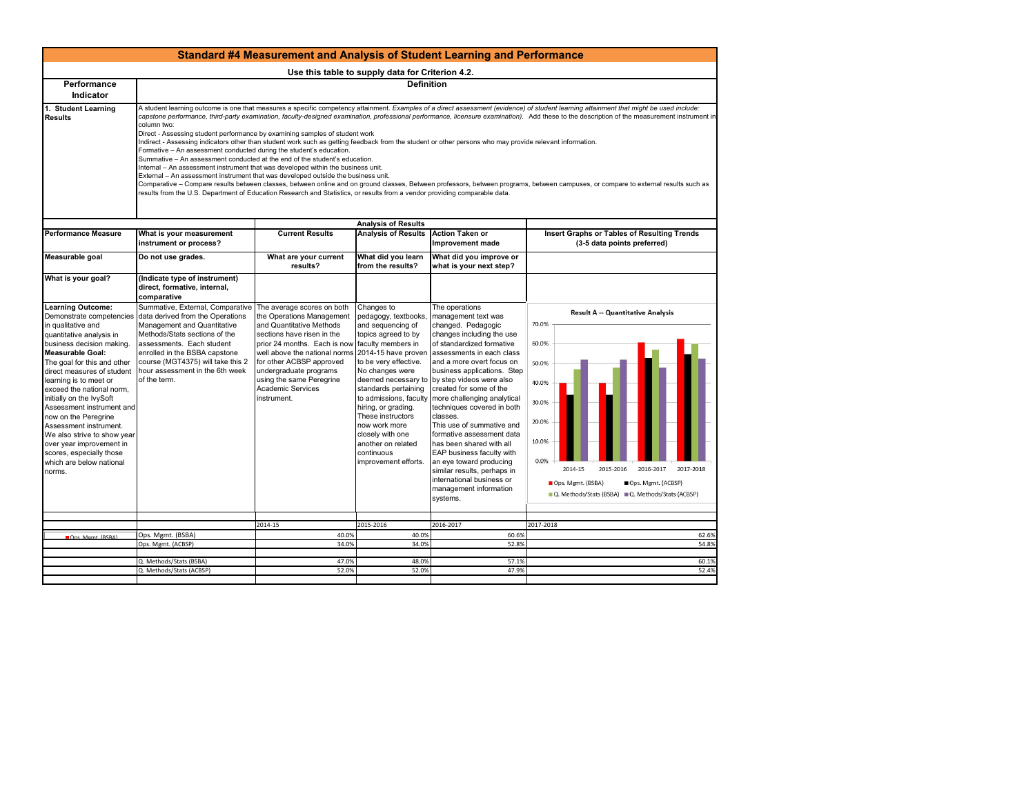# Standard #4 Measurement and Analysis of Student Learning and Performance

**Use this table to supply data for Criterion 4.2.**

| Performance Indicator | Definition |
|---|---|
| **1. Student Learning Results** | A student learning outcome is one that measures a specific competency attainment. *Examples of a direct assessment (evidence) of student learning attainment that might be used include: capstone performance, third-party examination, faculty-designed examination, professional performance, licensure examination).* Add these to the description of the measurement instrument in column two:<br>Direct - Assessing student performance by examining samples of student work<br>Indirect - Assessing indicators other than student work such as getting feedback from the student or other persons who may provide relevant information.<br>Formative – An assessment conducted during the student's education.<br>Summative – An assessment conducted at the end of the student's education.<br>Internal – An assessment instrument that was developed within the business unit.<br>External – An assessment instrument that was developed outside the business unit.<br>Comparative – Compare results between classes, between online and on ground classes, Between professors, between programs, between campuses, or compare to external results such as results from the U.S. Department of Education Research and Statistics, or results from a vendor providing comparable data. |

| **Performance Measure** | **What is your measurement instrument or process?** | **Current Results** | **Analysis of Results** | **Action Taken or Improvement made** | **Insert Graphs or Tables of Resulting Trends (3-5 data points preferred)** |
|---|---|---|---|---|---|
| **Measurable goal** | **Do not use grades.** | **What are your current results?** | **What did you learn from the results?** | **What did you improve or what is your next step?** | |
| **What is your goal?** | **(Indicate type of instrument) direct, formative, internal, comparative** | | | | |
| **Learning Outcome:** Demonstrate competencies in qualitative and quantitative analysis in business decision making.<br>**Measurable Goal:** The goal for this and other direct measures of student learning is to meet or exceed the national norm, initially on the IvySoft Assessment instrument and now on the Peregrine Assessment instrument. We also strive to show year over year improvement in scores, especially those which are below national norms. | Summative, External, Comparative data derived from the Operations Management and Quantitative Methods/Stats sections of the assessments. Each student enrolled in the BSBA capstone course (MGT4375) will take this 2 hour assessment in the 6th week of the term. | The average scores on both the Operations Management and Quantitative Methods sections have risen in the prior 24 months. Each is now well above the national norms for other ACBSP approved undergraduate programs using the same Peregrine Academic Services instrument. | Changes to pedagogy, textbooks, and sequencing of topics agreed to by faculty members in 2014-15 have proven to be very effective. No changes were deemed necessary to standards pertaining to admissions, faculty hiring, or grading. These instructors now work more closely with one another on related continuous improvement efforts. | The operations management text was changed. Pedagogic changes including the use of standardized formative assessments in each class and a more overt focus on business applications. Step by step videos were also created for some of the more challenging analytical techniques covered in both classes.<br>This use of summative and formative assessment data has been shared with all EAP business faculty with an eye toward producing similar results, perhaps in international business or management information systems. | Result A -- Quantitative Analysis (chart) |

| | | 2014-15 | 2015-2016 | 2016-2017 | 2017-2018 |
|---|---|---|---|---|---|
| Ops. Mgmt. (BSBA) | Ops. Mgmt. (BSBA) | 40.0% | 40.0% | 60.6% | 62.6% |
| | Ops. Mgmt. (ACBSP) | 34.0% | 34.0% | 52.8% | 54.8% |
| | Q. Methods/Stats (BSBA) | 47.0% | 48.0% | 57.1% | 60.1% |
| | Q. Methods/Stats (ACBSP) | 52.0% | 52.0% | 47.9% | 52.4% |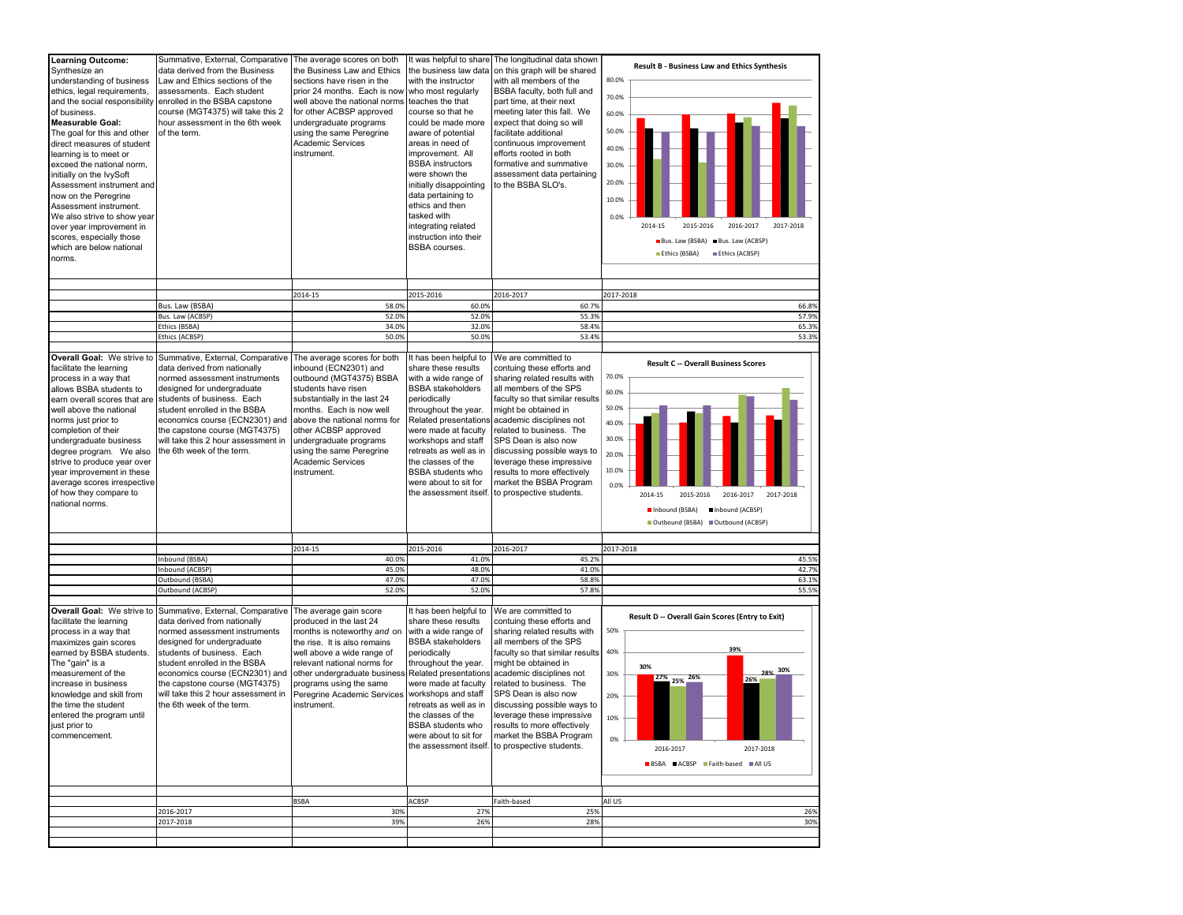| Learning Outcome / Goal | Assessment Method | Results | Use of Results | Next Steps |
| --- | --- | --- | --- | --- |
| **Learning Outcome:** Synthesize an understanding of business ethics, legal requirements, and the social responsibility of business. **Measurable Goal:** The goal for this and other direct measures of student learning is to meet or exceed the national norm, initially on the IvySoft Assessment instrument and now on the Peregrine Assessment instrument. We also strive to show year over year improvement in scores, especially those which are below national norms. | Summative, External, Comparative data derived from the Business Law and Ethics sections of the assessments. Each student enrolled in the BSBA capstone course (MGT4375) will take this 2 hour assessment in the 6th week of the term. | The average scores on both the Business Law and Ethics sections have risen in the prior 24 months. Each is now well above the national norms for other ACBSP approved undergraduate programs using the same Peregrine Academic Services instrument. | It was helpful to share the business law data with the instructor who most regularly teaches the that course so that he could be made more aware of potential areas in need of improvement. All BSBA instructors were shown the initially disappointing data pertaining to ethics and then tasked with integrating related instruction into their BSBA courses. | The longitudinal data shown on this graph will be shared with all members of the BSBA faculty, both full and part time, at their next meeting later this fall. We expect that doing so will facilitate additional continuous improvement efforts rooted in both formative and summative assessment data pertaining to the BSBA SLO's. |

**Result B - Business Law and Ethics Synthesis**

| | 2014-15 | 2015-2016 | 2016-2017 | 2017-2018 |
| --- | --- | --- | --- | --- |
| Bus. Law (BSBA) | 58.0% | 60.0% | 60.7% | 66.8% |
| Bus. Law (ACBSP) | 52.0% | 52.0% | 55.3% | 57.9% |
| Ethics (BSBA) | 34.0% | 32.0% | 58.4% | 65.3% |
| Ethics (ACBSP) | 50.0% | 50.0% | 53.4% | 53.3% |

| Learning Outcome / Goal | Assessment Method | Results | Use of Results | Next Steps |
| --- | --- | --- | --- | --- |
| **Overall Goal:** We strive to facilitate the learning process in a way that allows BSBA students to earn overall scores that are well above the national norms just prior to completion of their undergraduate business degree program. We also strive to produce year over year improvement in these average scores irrespective of how they compare to national norms. | Summative, External, Comparative data derived from nationally normed assessment instruments designed for undergraduate students of business. Each student enrolled in the BSBA economics course (ECN2301) and the capstone course (MGT4375) will take this 2 hour assessment in the 6th week of the term. | The average scores for both inbound (ECN2301) and outbound (MGT4375) BSBA students have risen substantially in the last 24 months. Each is now well above the national norms for other ACBSP approved undergraduate programs using the same Peregrine Academic Services instrument. | It has been helpful to share these results with a wide range of BSBA stakeholders periodically throughout the year. Related presentations were made at faculty workshops and staff retreats as well as in the classes of the BSBA students who were about to sit for the assessment itself. | We are committed to contuing these efforts and sharing related results with all members of the SPS faculty so that similar results might be obtained in academic disciplines not related to business. The SPS Dean is also now discussing possible ways to leverage these impressive results to more effectively market the BSBA Program to prospective students. |

**Result C -- Overall Business Scores**

| | 2014-15 | 2015-2016 | 2016-2017 | 2017-2018 |
| --- | --- | --- | --- | --- |
| Inbound (BSBA) | 40.0% | 41.0% | 45.2% | 45.5% |
| Inbound (ACBSP) | 45.0% | 48.0% | 41.0% | 42.7% |
| Outbound (BSBA) | 47.0% | 47.0% | 58.8% | 63.1% |
| Outbound (ACBSP) | 52.0% | 52.0% | 57.8% | 55.5% |

| Learning Outcome / Goal | Assessment Method | Results | Use of Results | Next Steps |
| --- | --- | --- | --- | --- |
| **Overall Goal:** We strive to facilitate the learning process in a way that maximizes gain scores earned by BSBA students. The "gain" is a measurement of the increase in business knowledge and skill from the time the student entered the program until just prior to commencement. | Summative, External, Comparative data derived from nationally normed assessment instruments designed for undergraduate students of business. Each student enrolled in the BSBA economics course (ECN2301) and the capstone course (MGT4375) will take this 2 hour assessment in the 6th week of the term. | The average gain score produced in the last 24 months is noteworthy *and* on the rise. It is also remains well above a wide range of relevant national norms for other undergraduate business programs using the same Peregrine Academic Services instrument. | It has been helpful to share these results with a wide range of BSBA stakeholders periodically throughout the year. Related presentations were made at faculty workshops and staff retreats as well as in the classes of the BSBA students who were about to sit for the assessment itself. | We are committed to contuing these efforts and sharing related results with all members of the SPS faculty so that similar results might be obtained in academic disciplines not related to business. The SPS Dean is also now discussing possible ways to leverage these impressive results to more effectively market the BSBA Program to prospective students. |

**Result D -- Overall Gain Scores (Entry to Exit)**

| | BSBA | ACBSP | Faith-based | All US |
| --- | --- | --- | --- | --- |
| 2016-2017 | 30% | 27% | 25% | 26% |
| 2017-2018 | 39% | 26% | 28% | 30% |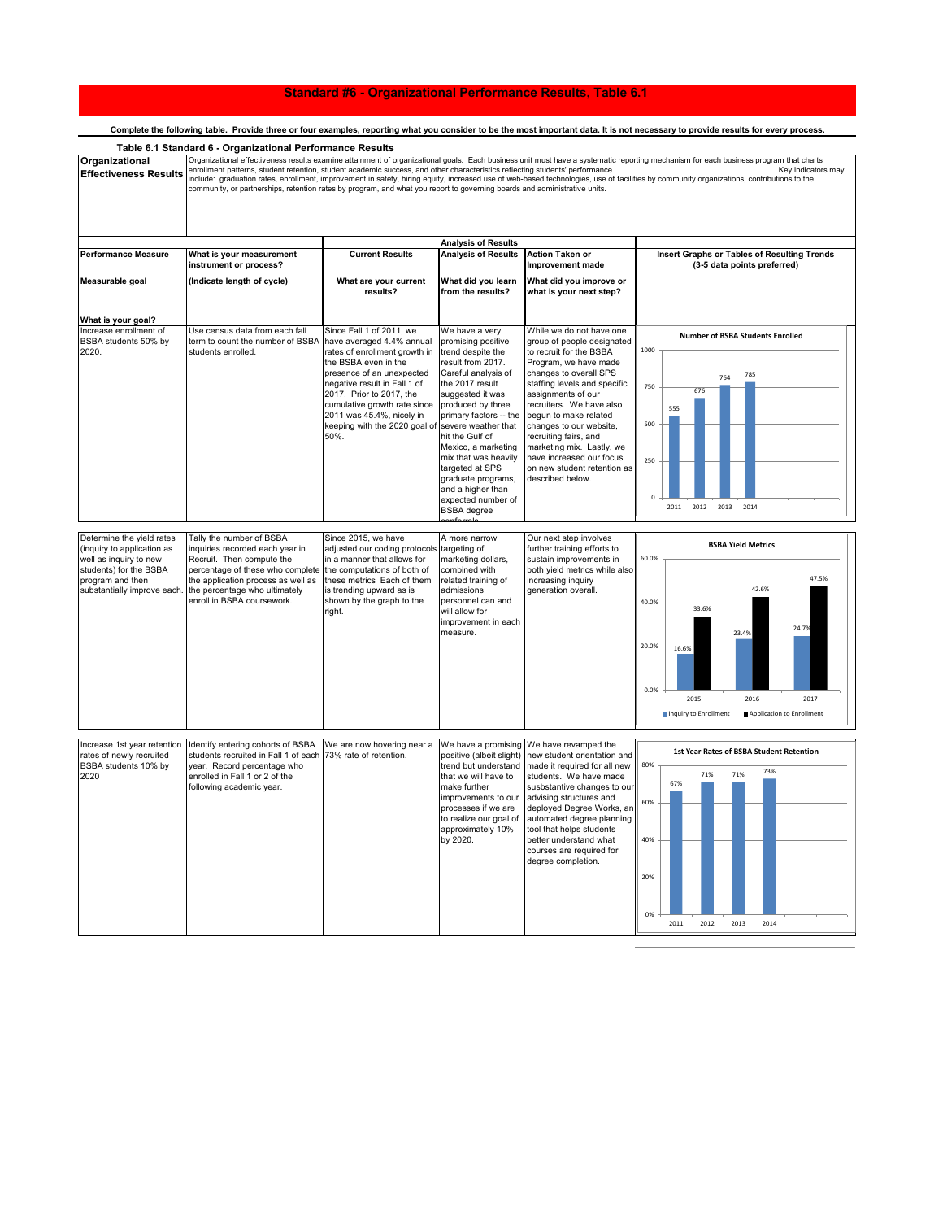# Standard #6 - Organizational Performance Results, Table 6.1

**Complete the following table. Provide three or four examples, reporting what you consider to be the most important data. It is not necessary to provide results for every process.**

**Table 6.1 Standard 6 - Organizational Performance Results**

| **Organizational Effectiveness Results** | Organizational effectiveness results examine attainment of organizational goals. Each business unit must have a systematic reporting mechanism for each business program that charts enrollment patterns, student retention, student academic success, and other characteristics reflecting students' performance. Key indicators may include: graduation rates, enrollment, improvement in safety, hiring equity, increased use of web-based technologies, use of facilities by community organizations, contributions to the community, or partnerships, retention rates by program, and what you report to governing boards and administrative units. |
|---|---|

| | | | Analysis of Results | | |
|---|---|---|---|---|---|
| **Performance Measure**<br><br>**Measurable goal**<br><br>**What is your goal?** | **What is your measurement instrument or process?**<br><br>**(Indicate length of cycle)** | **Current Results**<br><br>**What are your current results?** | **Analysis of Results**<br><br>**What did you learn from the results?** | **Action Taken or Improvement made**<br><br>**What did you improve or what is your next step?** | **Insert Graphs or Tables of Resulting Trends (3-5 data points preferred)** |
| Increase enrollment of BSBA students 50% by 2020. | Use census data from each fall term to count the number of BSBA students enrolled. | Since Fall 1 of 2011, we have averaged 4.4% annual rates of enrollment growth in the BSBA even in the presence of an unexpected negative result in Fall 1 of 2017. Prior to 2017, the cumulative growth rate since 2011 was 45.4%, nicely in keeping with the 2020 goal of 50%. | We have a very promising positive trend despite the result from 2017. Careful analysis of the 2017 result suggested it was produced by three primary factors -- the severe weather that hit the Gulf of Mexico, a marketing mix that was heavily targeted at SPS graduate programs, and a higher than expected number of BSBA degree conferrals | While we do not have one group of people designated to recruit for the BSBA Program, we have made changes to overall SPS staffing levels and specific assignments of our recruiters. We have also begun to make related changes to our website, recruiting fairs, and marketing mix. Lastly, we have increased our focus on new student retention as described below. | **Number of BSBA Students Enrolled**<br>2011: 555<br>2012: 676<br>2013: 764<br>2014: 785 |
| Determine the yield rates (inquiry to application as well as inquiry to new students) for the BSBA program and then substantially improve each. | Tally the number of BSBA inquiries recorded each year in Recruit. Then compute the percentage of these who complete the application process as well as the percentage who ultimately enroll in BSBA coursework. | Since 2015, we have adjusted our coding protocols in a manner that allows for the computations of both of these metrics Each of them is trending upward as is shown by the graph to the right. | A more narrow targeting of marketing dollars, combined with related training of admissions personnel can and will allow for improvement in each measure. | Our next step involves further training efforts to sustain improvements in both yield metrics while also increasing inquiry generation overall. | **BSBA Yield Metrics**<br>Inquiry to Enrollment: 2015: 16.6%; 2016: 23.4%; 2017: 24.7%<br>Application to Enrollment: 2015: 33.6%; 2016: 42.6%; 2017: 47.5% |
| Increase 1st year retention rates of newly recruited BSBA students 10% by 2020 | Identify entering cohorts of BSBA students recruited in Fall 1 of each year. Record percentage who enrolled in Fall 1 or 2 of the following academic year. | We are now hovering near a 73% rate of retention. | We have a promising positive (albeit slight) trend but understand that we will have to make further improvements to our processes if we are to realize our goal of approximately 10% by 2020. | We have revamped the new student orientation and made it required for all new students. We have made susbstantive changes to our advising structures and deployed Degree Works, an automated degree planning tool that helps students better understand what courses are required for degree completion. | **1st Year Rates of BSBA Student Retention**<br>2011: 67%<br>2012: 71%<br>2013: 71%<br>2014: 73% |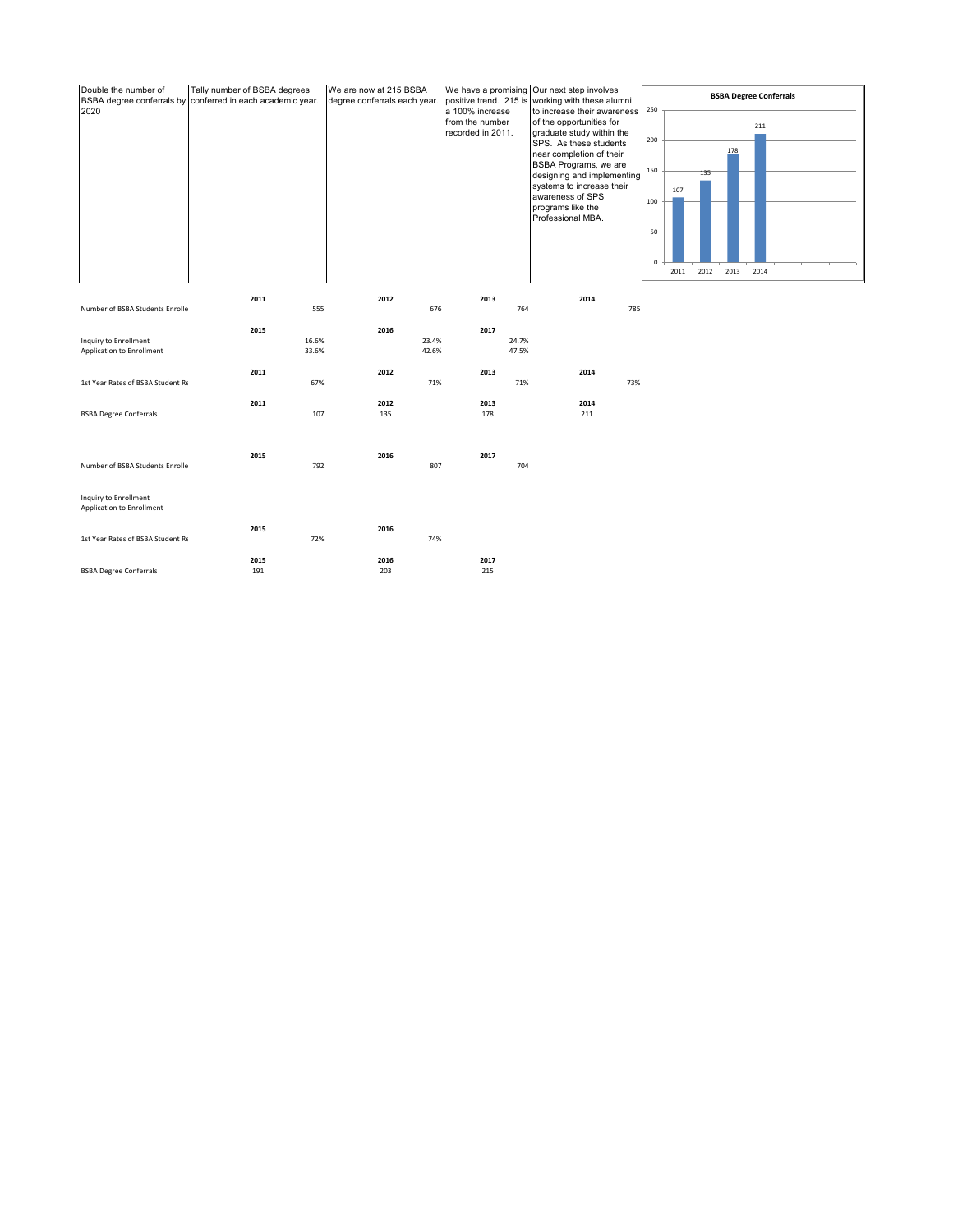| | | | | | |
|---|---|---|---|---|---|
| Double the number of BSBA degree conferrals by 2020 | Tally number of BSBA degrees conferred in each academic year. | We are now at 215 BSBA degree conferrals each year. | We have a promising positive trend. 215 is a 100% increase from the number recorded in 2011. | Our next step involves working with these alumni to increase their awareness of the opportunities for graduate study within the SPS. As these students near completion of their BSBA Programs, we are designing and implementing systems to increase their awareness of SPS programs like the Professional MBA. | |

BSBA Degree Conferrals

250
200
150
100
50
0

107
135
178
211

2011
2012
2013
2014

| | 2011 | 2012 | 2013 | 2014 |
|---|---|---|---|---|
| Number of BSBA Students Enrolle | 555 | 676 | 764 | 785 |

| | 2015 | 2016 | 2017 |
|---|---|---|---|
| Inquiry to Enrollment | 16.6% | 23.4% | 24.7% |
| Application to Enrollment | 33.6% | 42.6% | 47.5% |

| | 2011 | 2012 | 2013 | 2014 |
|---|---|---|---|---|
| 1st Year Rates of BSBA Student Re | 67% | 71% | 71% | 73% |

| | 2011 | 2012 | 2013 | 2014 |
|---|---|---|---|---|
| BSBA Degree Conferrals | 107 | 135 | 178 | 211 |

| | 2015 | 2016 | 2017 |
|---|---|---|---|
| Number of BSBA Students Enrolle | 792 | 807 | 704 |

Inquiry to Enrollment
Application to Enrollment

| | 2015 | 2016 |
|---|---|---|
| 1st Year Rates of BSBA Student Re | 72% | 74% |

| | 2015 | 2016 | 2017 |
|---|---|---|---|
| BSBA Degree Conferrals | 191 | 203 | 215 |